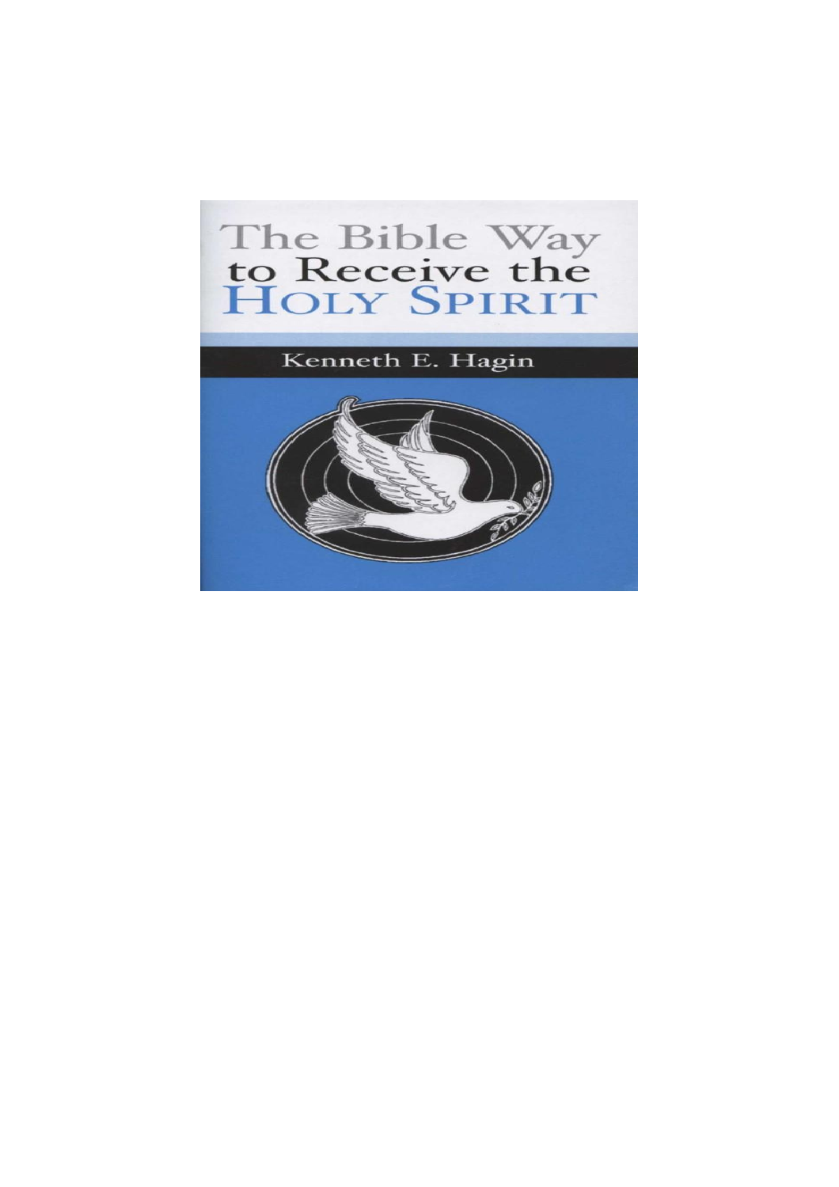# The Bible Way to Receive the Holy Spirit

Kenneth E. Hagin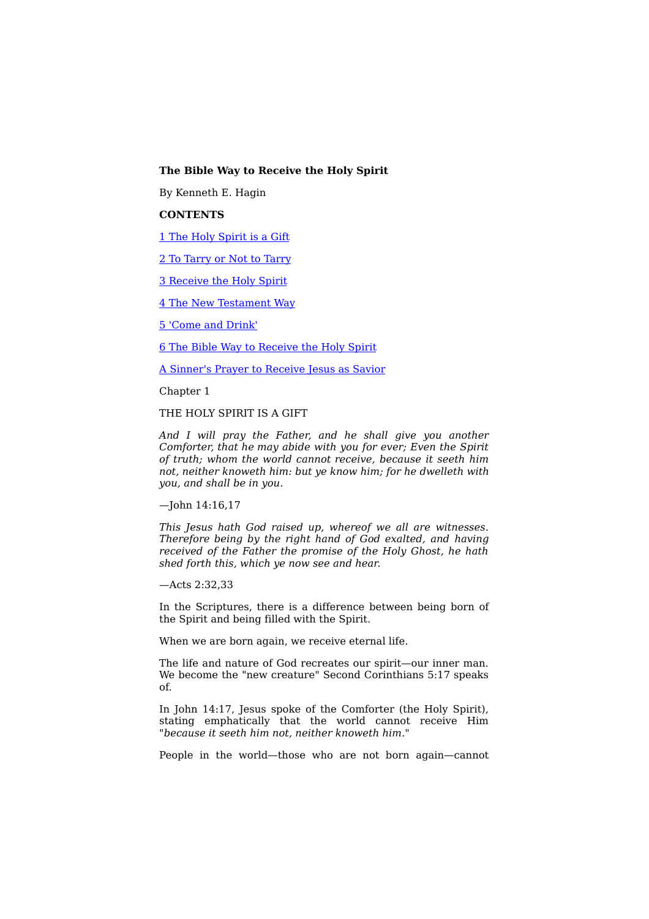**The Bible Way to Receive the Holy Spirit**

By Kenneth E. Hagin

**CONTENTS**

[1 The Holy Spirit is a Gift]()

[2 To Tarry or Not to Tarry]()

[3 Receive the Holy Spirit]()

[4 The New Testament Way]()

[5 'Come and Drink']()

[6 The Bible Way to Receive the Holy Spirit]()

[A Sinner's Prayer to Receive Jesus as Savior]()

Chapter 1

THE HOLY SPIRIT IS A GIFT

*And I will pray the Father, and he shall give you another Comforter, that he may abide with you for ever; Even the Spirit of truth; whom the world cannot receive, because it seeth him not, neither knoweth him: but ye know him; for he dwelleth with you, and shall be in you.*

—John 14:16,17

*This Jesus hath God raised up, whereof we all are witnesses. Therefore being by the right hand of God exalted, and having received of the Father the promise of the Holy Ghost, he hath shed forth this, which ye now see and hear.*

—Acts 2:32,33

In the Scriptures, there is a difference between being born of the Spirit and being filled with the Spirit.

When we are born again, we receive eternal life.

The life and nature of God recreates our spirit—our inner man. We become the "new creature" Second Corinthians 5:17 speaks of.

In John 14:17, Jesus spoke of the Comforter (the Holy Spirit), stating emphatically that the world cannot receive Him "*because it seeth him not, neither knoweth him.*"

People in the world—those who are not born again—cannot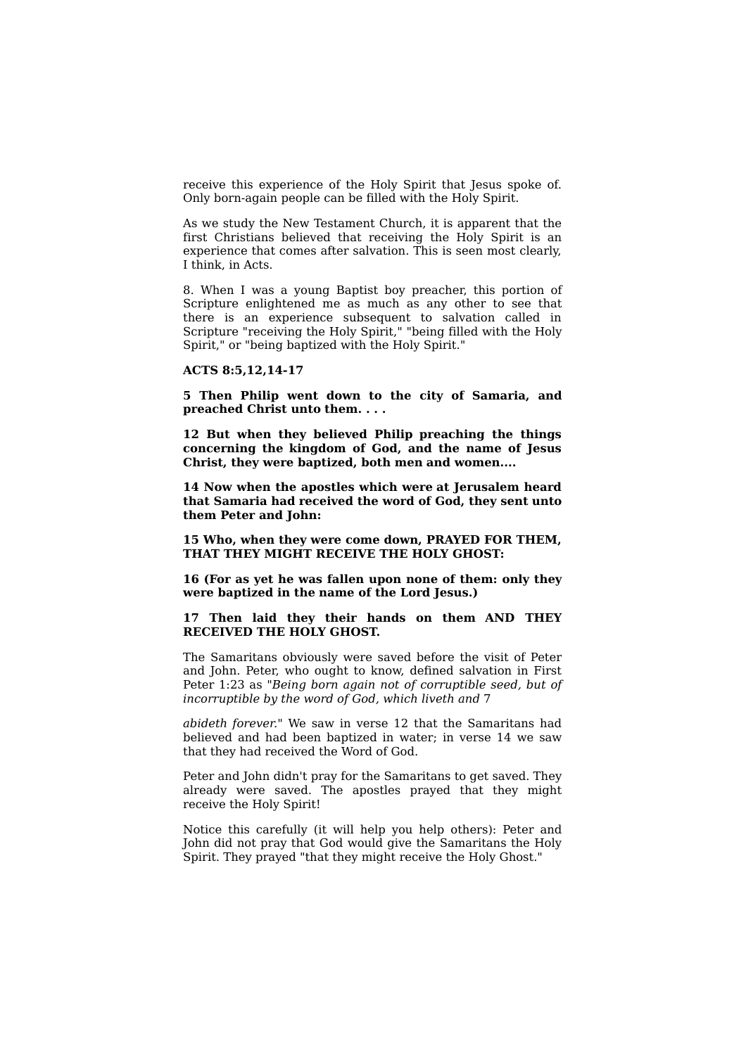receive this experience of the Holy Spirit that Jesus spoke of. Only born-again people can be filled with the Holy Spirit.

As we study the New Testament Church, it is apparent that the first Christians believed that receiving the Holy Spirit is an experience that comes after salvation. This is seen most clearly, I think, in Acts.

8. When I was a young Baptist boy preacher, this portion of Scripture enlightened me as much as any other to see that there is an experience subsequent to salvation called in Scripture "receiving the Holy Spirit," "being filled with the Holy Spirit," or "being baptized with the Holy Spirit."

**ACTS 8:5,12,14-17**

**5 Then Philip went down to the city of Samaria, and preached Christ unto them. . . .**

**12 But when they believed Philip preaching the things concerning the kingdom of God, and the name of Jesus Christ, they were baptized, both men and women....**

**14 Now when the apostles which were at Jerusalem heard that Samaria had received the word of God, they sent unto them Peter and John:**

**15 Who, when they were come down, PRAYED FOR THEM, THAT THEY MIGHT RECEIVE THE HOLY GHOST:**

**16 (For as yet he was fallen upon none of them: only they were baptized in the name of the Lord Jesus.)**

**17 Then laid they their hands on them AND THEY RECEIVED THE HOLY GHOST.**

The Samaritans obviously were saved before the visit of Peter and John. Peter, who ought to know, defined salvation in First Peter 1:23 as "*Being born again not of corruptible seed, but of incorruptible by the word of God, which liveth and abideth forever.*" We saw in verse 12 that the Samaritans had believed and had been baptized in water; in verse 14 we saw that they had received the Word of God.

Peter and John didn't pray for the Samaritans to get saved. They already were saved. The apostles prayed that they might receive the Holy Spirit!

Notice this carefully (it will help you help others): Peter and John did not pray that God would give the Samaritans the Holy Spirit. They prayed "that they might receive the Holy Ghost."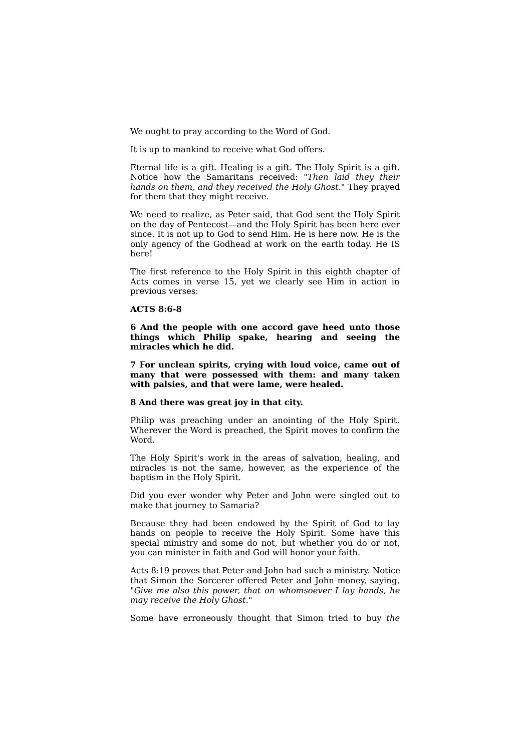We ought to pray according to the Word of God.

It is up to mankind to receive what God offers.

Eternal life is a gift. Healing is a gift. The Holy Spirit is a gift. Notice how the Samaritans received: "*Then laid they their hands on them, and they received the Holy Ghost.*" They prayed for them that they might receive.

We need to realize, as Peter said, that God sent the Holy Spirit on the day of Pentecost—and the Holy Spirit has been here ever since. It is not up to God to send Him. He is here now. He is the only agency of the Godhead at work on the earth today. He IS here!

The first reference to the Holy Spirit in this eighth chapter of Acts comes in verse 15, yet we clearly see Him in action in previous verses:

**ACTS 8:6-8**

**6 And the people with one accord gave heed unto those things which Philip spake, hearing and seeing the miracles which he did.**

**7 For unclean spirits, crying with loud voice, came out of many that were possessed with them: and many taken with palsies, and that were lame, were healed.**

**8 And there was great joy in that city.**

Philip was preaching under an anointing of the Holy Spirit. Wherever the Word is preached, the Spirit moves to confirm the Word.

The Holy Spirit's work in the areas of salvation, healing, and miracles is not the same, however, as the experience of the baptism in the Holy Spirit.

Did you ever wonder why Peter and John were singled out to make that journey to Samaria?

Because they had been endowed by the Spirit of God to lay hands on people to receive the Holy Spirit. Some have this special ministry and some do not, but whether you do or not, you can minister in faith and God will honor your faith.

Acts 8:19 proves that Peter and John had such a ministry. Notice that Simon the Sorcerer offered Peter and John money, saying, "*Give me also this power, that on whomsoever I lay hands, he may receive the Holy Ghost.*"

Some have erroneously thought that Simon tried to buy *the*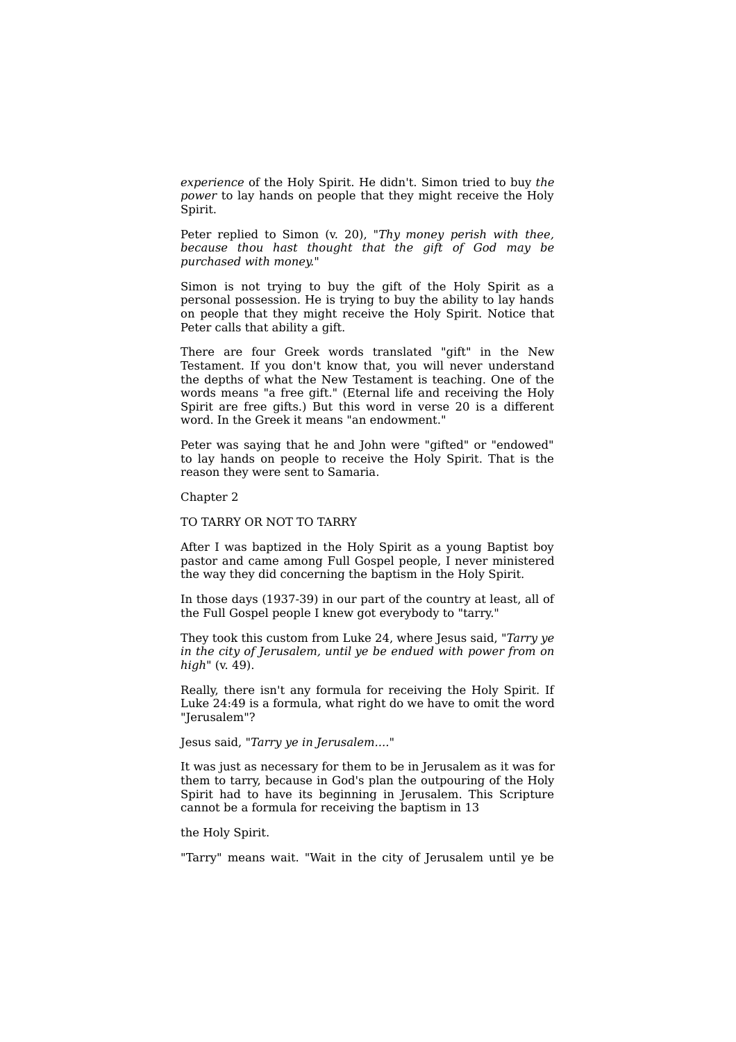*experience* of the Holy Spirit. He didn't. Simon tried to buy *the power* to lay hands on people that they might receive the Holy Spirit.

Peter replied to Simon (v. 20), "*Thy money perish with thee, because thou hast thought that the gift of God may be purchased with money.*"

Simon is not trying to buy the gift of the Holy Spirit as a personal possession. He is trying to buy the ability to lay hands on people that they might receive the Holy Spirit. Notice that Peter calls that ability a gift.

There are four Greek words translated "gift" in the New Testament. If you don't know that, you will never understand the depths of what the New Testament is teaching. One of the words means "a free gift." (Eternal life and receiving the Holy Spirit are free gifts.) But this word in verse 20 is a different word. In the Greek it means "an endowment."

Peter was saying that he and John were "gifted" or "endowed" to lay hands on people to receive the Holy Spirit. That is the reason they were sent to Samaria.

## Chapter 2

## TO TARRY OR NOT TO TARRY

After I was baptized in the Holy Spirit as a young Baptist boy pastor and came among Full Gospel people, I never ministered the way they did concerning the baptism in the Holy Spirit.

In those days (1937-39) in our part of the country at least, all of the Full Gospel people I knew got everybody to "tarry."

They took this custom from Luke 24, where Jesus said, "*Tarry ye in the city of Jerusalem, until ye be endued with power from on high*" (v. 49).

Really, there isn't any formula for receiving the Holy Spirit. If Luke 24:49 is a formula, what right do we have to omit the word "Jerusalem"?

Jesus said, "*Tarry ye in Jerusalem....*"

It was just as necessary for them to be in Jerusalem as it was for them to tarry, because in God's plan the outpouring of the Holy Spirit had to have its beginning in Jerusalem. This Scripture cannot be a formula for receiving the baptism in the Holy Spirit.

"Tarry" means wait. "Wait in the city of Jerusalem until ye be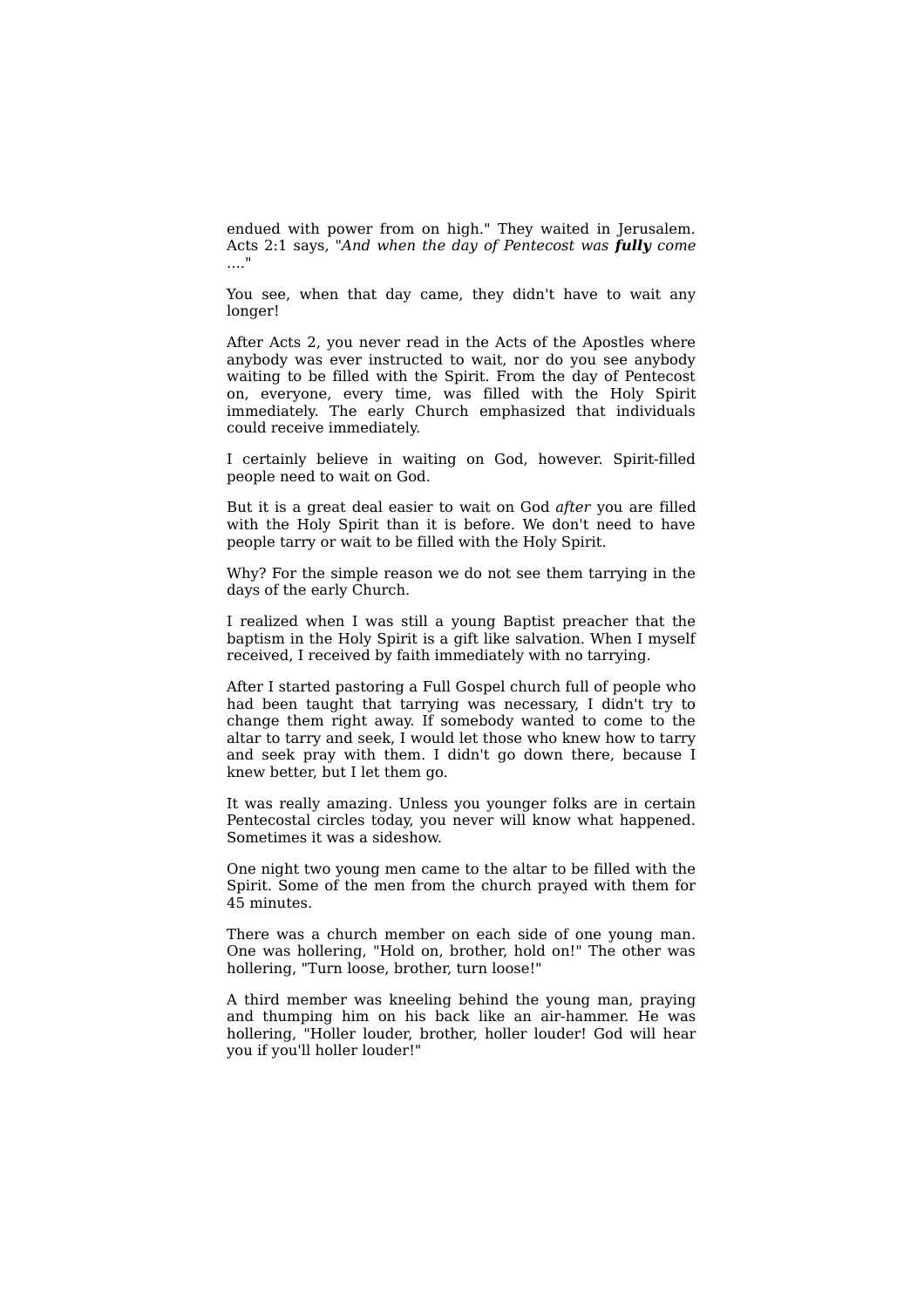endued with power from on high." They waited in Jerusalem. Acts 2:1 says, "*And when the day of Pentecost was **fully** come ....*"

You see, when that day came, they didn't have to wait any longer!

After Acts 2, you never read in the Acts of the Apostles where anybody was ever instructed to wait, nor do you see anybody waiting to be filled with the Spirit. From the day of Pentecost on, everyone, every time, was filled with the Holy Spirit immediately. The early Church emphasized that individuals could receive immediately.

I certainly believe in waiting on God, however. Spirit-filled people need to wait on God.

But it is a great deal easier to wait on God *after* you are filled with the Holy Spirit than it is before. We don't need to have people tarry or wait to be filled with the Holy Spirit.

Why? For the simple reason we do not see them tarrying in the days of the early Church.

I realized when I was still a young Baptist preacher that the baptism in the Holy Spirit is a gift like salvation. When I myself received, I received by faith immediately with no tarrying.

After I started pastoring a Full Gospel church full of people who had been taught that tarrying was necessary, I didn't try to change them right away. If somebody wanted to come to the altar to tarry and seek, I would let those who knew how to tarry and seek pray with them. I didn't go down there, because I knew better, but I let them go.

It was really amazing. Unless you younger folks are in certain Pentecostal circles today, you never will know what happened. Sometimes it was a sideshow.

One night two young men came to the altar to be filled with the Spirit. Some of the men from the church prayed with them for 45 minutes.

There was a church member on each side of one young man. One was hollering, "Hold on, brother, hold on!" The other was hollering, "Turn loose, brother, turn loose!"

A third member was kneeling behind the young man, praying and thumping him on his back like an air-hammer. He was hollering, "Holler louder, brother, holler louder! God will hear you if you'll holler louder!"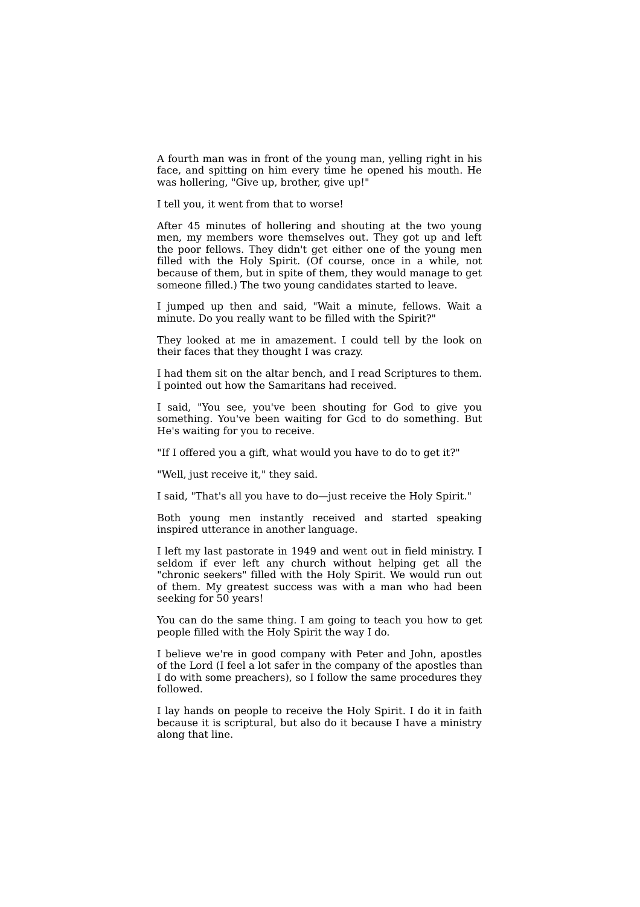A fourth man was in front of the young man, yelling right in his face, and spitting on him every time he opened his mouth. He was hollering, "Give up, brother, give up!"

I tell you, it went from that to worse!

After 45 minutes of hollering and shouting at the two young men, my members wore themselves out. They got up and left the poor fellows. They didn't get either one of the young men filled with the Holy Spirit. (Of course, once in a while, not because of them, but in spite of them, they would manage to get someone filled.) The two young candidates started to leave.

I jumped up then and said, "Wait a minute, fellows. Wait a minute. Do you really want to be filled with the Spirit?"

They looked at me in amazement. I could tell by the look on their faces that they thought I was crazy.

I had them sit on the altar bench, and I read Scriptures to them. I pointed out how the Samaritans had received.

I said, "You see, you've been shouting for God to give you something. You've been waiting for Gcd to do something. But He's waiting for you to receive.

"If I offered you a gift, what would you have to do to get it?"

"Well, just receive it," they said.

I said, "That's all you have to do—just receive the Holy Spirit."

Both young men instantly received and started speaking inspired utterance in another language.

I left my last pastorate in 1949 and went out in field ministry. I seldom if ever left any church without helping get all the "chronic seekers" filled with the Holy Spirit. We would run out of them. My greatest success was with a man who had been seeking for 50 years!

You can do the same thing. I am going to teach you how to get people filled with the Holy Spirit the way I do.

I believe we're in good company with Peter and John, apostles of the Lord (I feel a lot safer in the company of the apostles than I do with some preachers), so I follow the same procedures they followed.

I lay hands on people to receive the Holy Spirit. I do it in faith because it is scriptural, but also do it because I have a ministry along that line.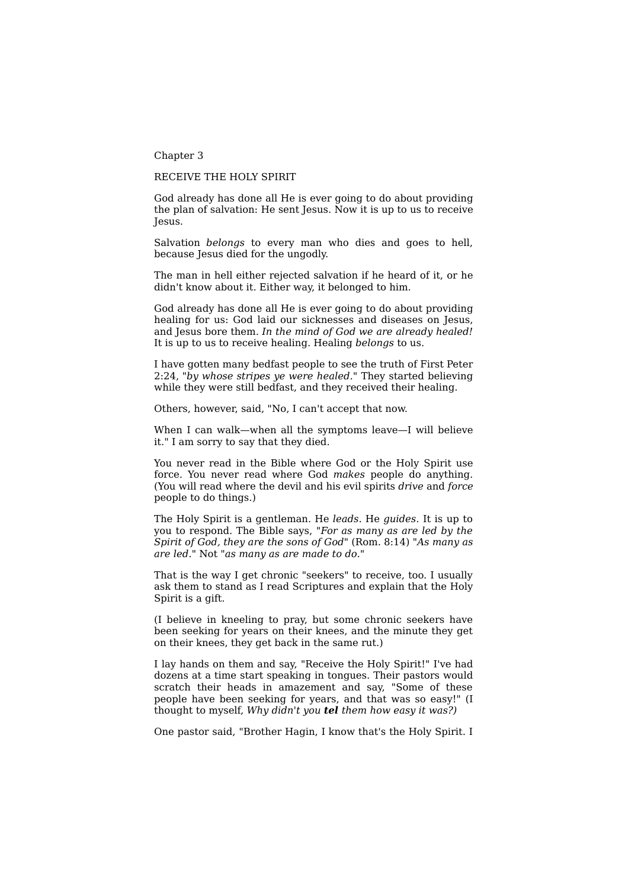Chapter 3

# RECEIVE THE HOLY SPIRIT

God already has done all He is ever going to do about providing the plan of salvation: He sent Jesus. Now it is up to us to receive Jesus.

Salvation *belongs* to every man who dies and goes to hell, because Jesus died for the ungodly.

The man in hell either rejected salvation if he heard of it, or he didn't know about it. Either way, it belonged to him.

God already has done all He is ever going to do about providing healing for us: God laid our sicknesses and diseases on Jesus, and Jesus bore them. *In the mind of God we are already healed!* It is up to us to receive healing. Healing *belongs* to us.

I have gotten many bedfast people to see the truth of First Peter 2:24, "*by whose stripes ye were healed*." They started believing while they were still bedfast, and they received their healing.

Others, however, said, "No, I can't accept that now.

When I can walk—when all the symptoms leave—I will believe it." I am sorry to say that they died.

You never read in the Bible where God or the Holy Spirit use force. You never read where God *makes* people do anything. (You will read where the devil and his evil spirits *drive* and *force* people to do things.)

The Holy Spirit is a gentleman. He *leads*. He *guides*. It is up to you to respond. The Bible says, "*For as many as are led by the Spirit of God, they are the sons of God*" (Rom. 8:14) "*As many as are led*." Not "*as many as are made to do*."

That is the way I get chronic "seekers" to receive, too. I usually ask them to stand as I read Scriptures and explain that the Holy Spirit is a gift.

(I believe in kneeling to pray, but some chronic seekers have been seeking for years on their knees, and the minute they get on their knees, they get back in the same rut.)

I lay hands on them and say, "Receive the Holy Spirit!" I've had dozens at a time start speaking in tongues. Their pastors would scratch their heads in amazement and say, "Some of these people have been seeking for years, and that was so easy!" (I thought to myself, *Why didn't you **tel** them how easy it was?)*

One pastor said, "Brother Hagin, I know that's the Holy Spirit. I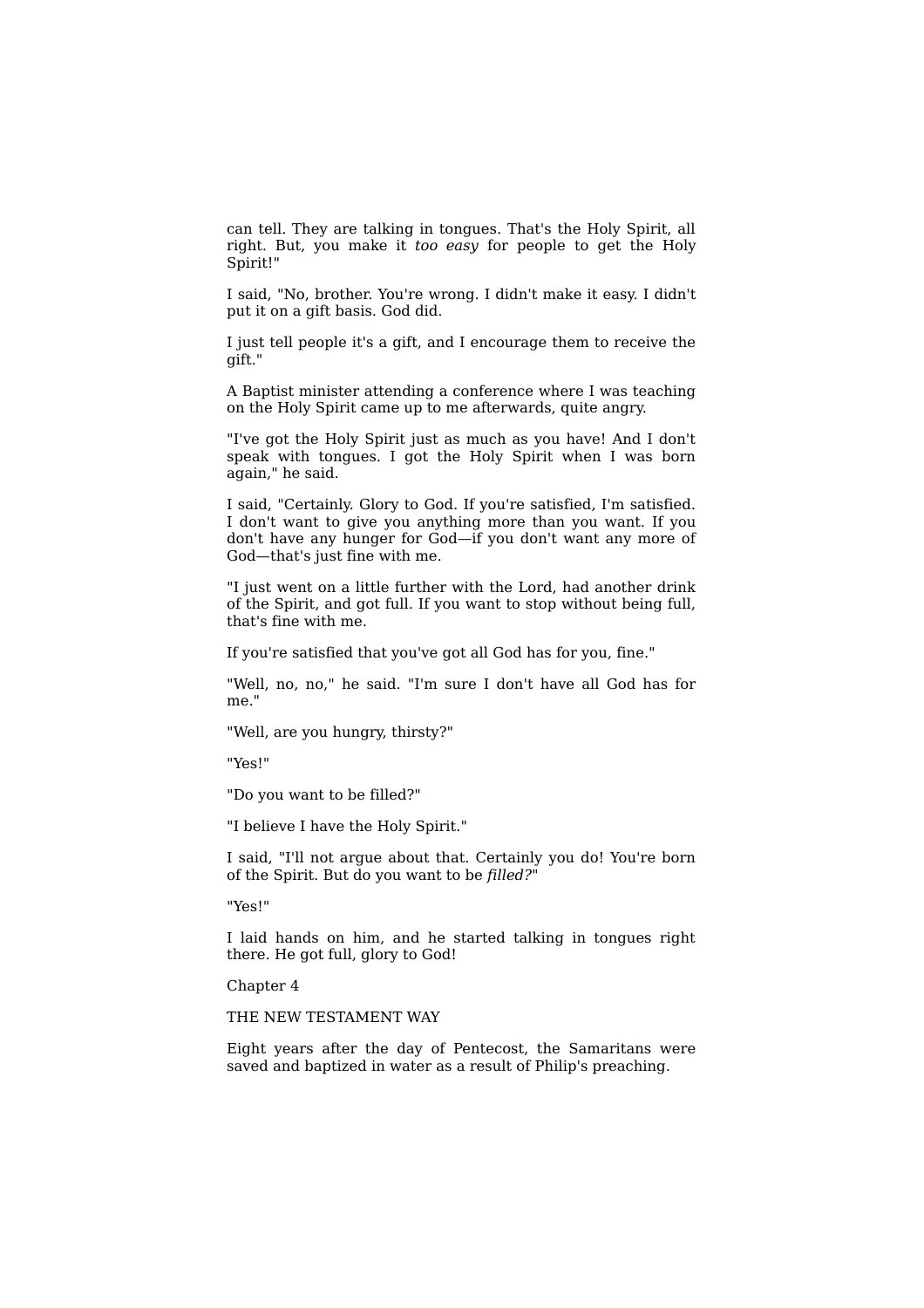can tell. They are talking in tongues. That's the Holy Spirit, all right. But, you make it *too easy* for people to get the Holy Spirit!"

I said, "No, brother. You're wrong. I didn't make it easy. I didn't put it on a gift basis. God did.

I just tell people it's a gift, and I encourage them to receive the gift."

A Baptist minister attending a conference where I was teaching on the Holy Spirit came up to me afterwards, quite angry.

"I've got the Holy Spirit just as much as you have! And I don't speak with tongues. I got the Holy Spirit when I was born again," he said.

I said, "Certainly. Glory to God. If you're satisfied, I'm satisfied. I don't want to give you anything more than you want. If you don't have any hunger for God—if you don't want any more of God—that's just fine with me.

"I just went on a little further with the Lord, had another drink of the Spirit, and got full. If you want to stop without being full, that's fine with me.

If you're satisfied that you've got all God has for you, fine."

"Well, no, no," he said. "I'm sure I don't have all God has for me."

"Well, are you hungry, thirsty?"

"Yes!"

"Do you want to be filled?"

"I believe I have the Holy Spirit."

I said, "I'll not argue about that. Certainly you do! You're born of the Spirit. But do you want to be *filled?*"

"Yes!"

I laid hands on him, and he started talking in tongues right there. He got full, glory to God!

## Chapter 4

## THE NEW TESTAMENT WAY

Eight years after the day of Pentecost, the Samaritans were saved and baptized in water as a result of Philip's preaching.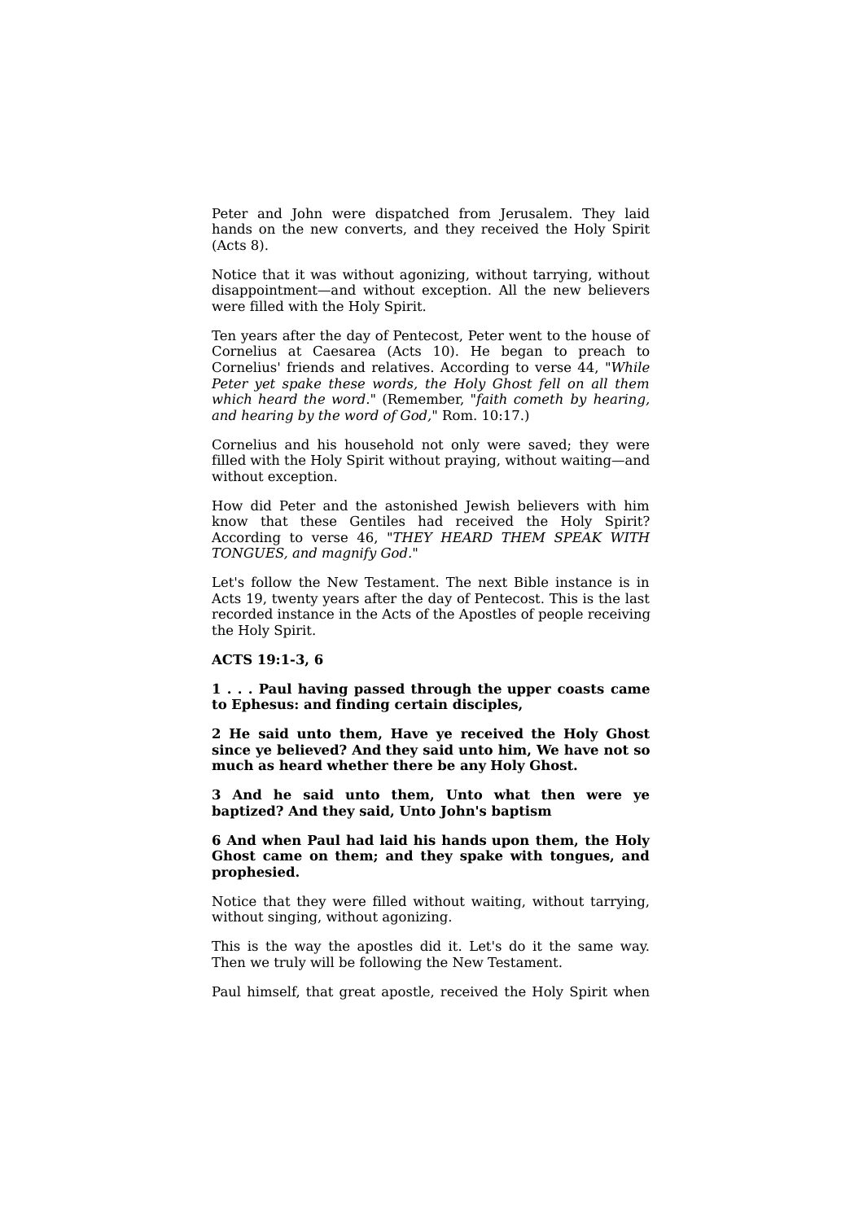Peter and John were dispatched from Jerusalem. They laid hands on the new converts, and they received the Holy Spirit (Acts 8).

Notice that it was without agonizing, without tarrying, without disappointment—and without exception. All the new believers were filled with the Holy Spirit.

Ten years after the day of Pentecost, Peter went to the house of Cornelius at Caesarea (Acts 10). He began to preach to Cornelius' friends and relatives. According to verse 44, "*While Peter yet spake these words, the Holy Ghost fell on all them which heard the word*." (Remember, "*faith cometh by hearing, and hearing by the word of God,*" Rom. 10:17.)

Cornelius and his household not only were saved; they were filled with the Holy Spirit without praying, without waiting—and without exception.

How did Peter and the astonished Jewish believers with him know that these Gentiles had received the Holy Spirit? According to verse 46, "*THEY HEARD THEM SPEAK WITH TONGUES, and magnify God*."

Let's follow the New Testament. The next Bible instance is in Acts 19, twenty years after the day of Pentecost. This is the last recorded instance in the Acts of the Apostles of people receiving the Holy Spirit.

**ACTS 19:1-3, 6**

**1 . . . Paul having passed through the upper coasts came to Ephesus: and finding certain disciples,**

**2 He said unto them, Have ye received the Holy Ghost since ye believed? And they said unto him, We have not so much as heard whether there be any Holy Ghost.**

**3 And he said unto them, Unto what then were ye baptized? And they said, Unto John's baptism**

**6 And when Paul had laid his hands upon them, the Holy Ghost came on them; and they spake with tongues, and prophesied.**

Notice that they were filled without waiting, without tarrying, without singing, without agonizing.

This is the way the apostles did it. Let's do it the same way. Then we truly will be following the New Testament.

Paul himself, that great apostle, received the Holy Spirit when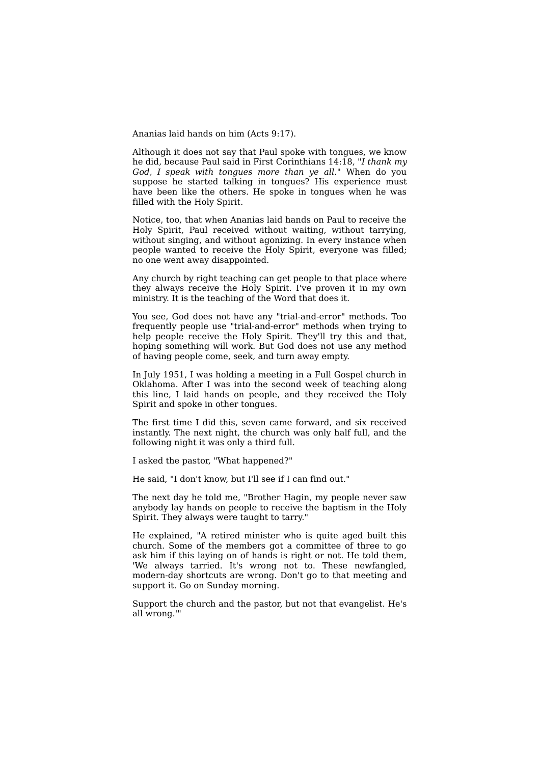Ananias laid hands on him (Acts 9:17).

Although it does not say that Paul spoke with tongues, we know he did, because Paul said in First Corinthians 14:18, "*I thank my God, I speak with tongues more than ye all*." When do you suppose he started talking in tongues? His experience must have been like the others. He spoke in tongues when he was filled with the Holy Spirit.

Notice, too, that when Ananias laid hands on Paul to receive the Holy Spirit, Paul received without waiting, without tarrying, without singing, and without agonizing. In every instance when people wanted to receive the Holy Spirit, everyone was filled; no one went away disappointed.

Any church by right teaching can get people to that place where they always receive the Holy Spirit. I've proven it in my own ministry. It is the teaching of the Word that does it.

You see, God does not have any "trial-and-error" methods. Too frequently people use "trial-and-error" methods when trying to help people receive the Holy Spirit. They'll try this and that, hoping something will work. But God does not use any method of having people come, seek, and turn away empty.

In July 1951, I was holding a meeting in a Full Gospel church in Oklahoma. After I was into the second week of teaching along this line, I laid hands on people, and they received the Holy Spirit and spoke in other tongues.

The first time I did this, seven came forward, and six received instantly. The next night, the church was only half full, and the following night it was only a third full.

I asked the pastor, "What happened?"

He said, "I don't know, but I'll see if I can find out."

The next day he told me, "Brother Hagin, my people never saw anybody lay hands on people to receive the baptism in the Holy Spirit. They always were taught to tarry."

He explained, "A retired minister who is quite aged built this church. Some of the members got a committee of three to go ask him if this laying on of hands is right or not. He told them, 'We always tarried. It's wrong not to. These newfangled, modern-day shortcuts are wrong. Don't go to that meeting and support it. Go on Sunday morning.

Support the church and the pastor, but not that evangelist. He's all wrong.'"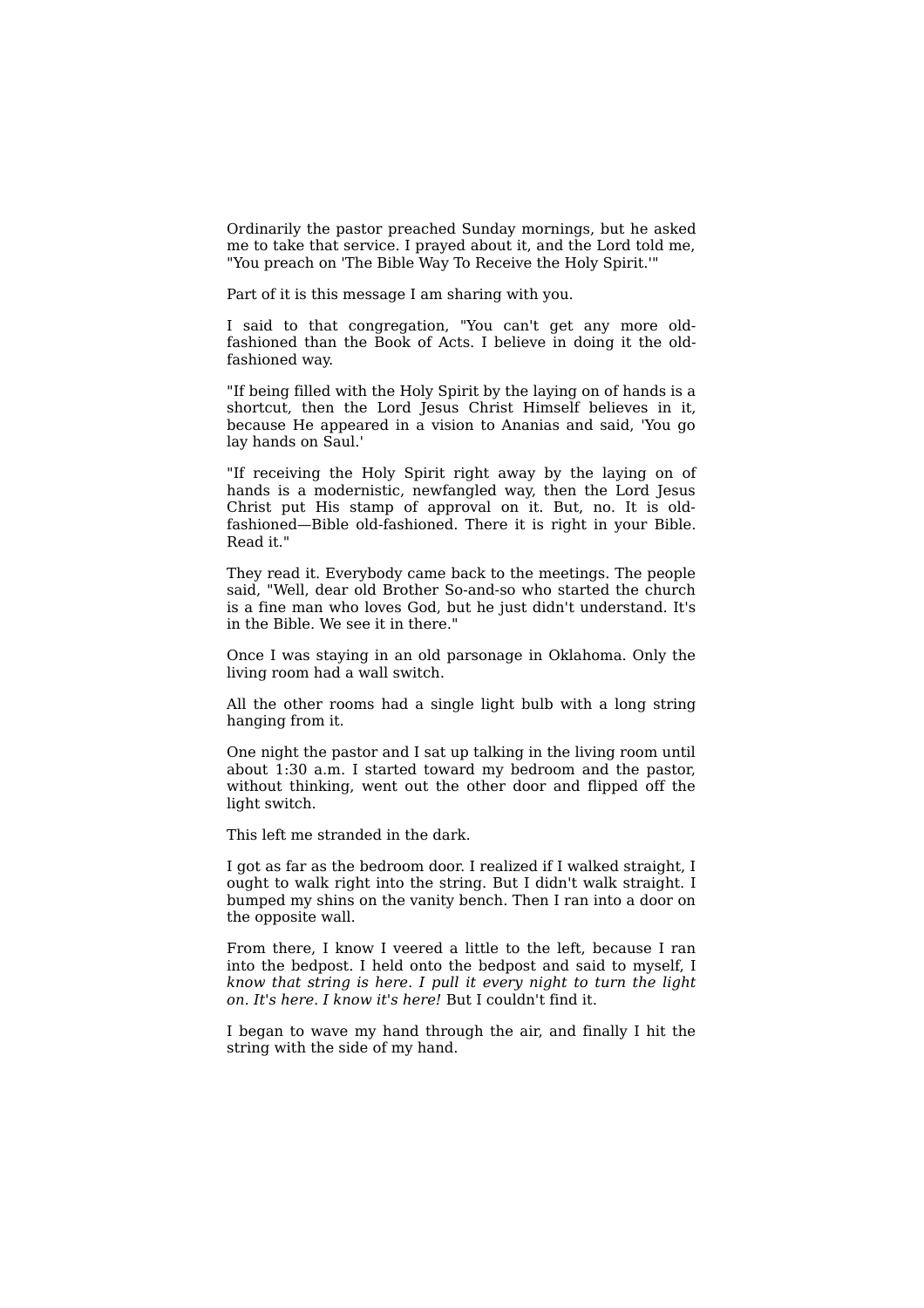Ordinarily the pastor preached Sunday mornings, but he asked me to take that service. I prayed about it, and the Lord told me, "You preach on 'The Bible Way To Receive the Holy Spirit.'"

Part of it is this message I am sharing with you.

I said to that congregation, "You can't get any more old-fashioned than the Book of Acts. I believe in doing it the old-fashioned way.

"If being filled with the Holy Spirit by the laying on of hands is a shortcut, then the Lord Jesus Christ Himself believes in it, because He appeared in a vision to Ananias and said, 'You go lay hands on Saul.'

"If receiving the Holy Spirit right away by the laying on of hands is a modernistic, newfangled way, then the Lord Jesus Christ put His stamp of approval on it. But, no. It is old-fashioned—Bible old-fashioned. There it is right in your Bible. Read it."

They read it. Everybody came back to the meetings. The people said, "Well, dear old Brother So-and-so who started the church is a fine man who loves God, but he just didn't understand. It's in the Bible. We see it in there."

Once I was staying in an old parsonage in Oklahoma. Only the living room had a wall switch.

All the other rooms had a single light bulb with a long string hanging from it.

One night the pastor and I sat up talking in the living room until about 1:30 a.m. I started toward my bedroom and the pastor, without thinking, went out the other door and flipped off the light switch.

This left me stranded in the dark.

I got as far as the bedroom door. I realized if I walked straight, I ought to walk right into the string. But I didn't walk straight. I bumped my shins on the vanity bench. Then I ran into a door on the opposite wall.

From there, I know I veered a little to the left, because I ran into the bedpost. I held onto the bedpost and said to myself, I *know that string is here. I pull it every night to turn the light on. It's here. I know it's here!* But I couldn't find it.

I began to wave my hand through the air, and finally I hit the string with the side of my hand.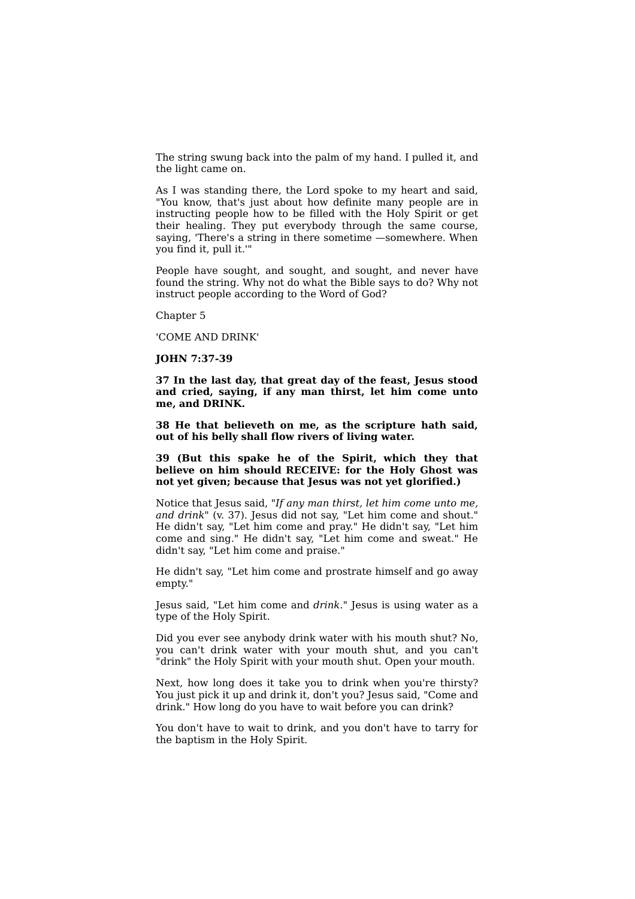The string swung back into the palm of my hand. I pulled it, and the light came on.

As I was standing there, the Lord spoke to my heart and said, "You know, that's just about how definite many people are in instructing people how to be filled with the Holy Spirit or get their healing. They put everybody through the same course, saying, 'There's a string in there sometime —somewhere. When you find it, pull it.'"

People have sought, and sought, and sought, and never have found the string. Why not do what the Bible says to do? Why not instruct people according to the Word of God?

Chapter 5

'COME AND DRINK'

**JOHN 7:37-39**

**37 In the last day, that great day of the feast, Jesus stood and cried, saying, if any man thirst, let him come unto me, and DRINK.**

**38 He that believeth on me, as the scripture hath said, out of his belly shall flow rivers of living water.**

**39 (But this spake he of the Spirit, which they that believe on him should RECEIVE: for the Holy Ghost was not yet given; because that Jesus was not yet glorified.)**

Notice that Jesus said, "*If any man thirst, let him come unto me, and drink*" (v. 37). Jesus did not say, "Let him come and shout." He didn't say, "Let him come and pray." He didn't say, "Let him come and sing." He didn't say, "Let him come and sweat." He didn't say, "Let him come and praise."

He didn't say, "Let him come and prostrate himself and go away empty."

Jesus said, "Let him come and *drink*." Jesus is using water as a type of the Holy Spirit.

Did you ever see anybody drink water with his mouth shut? No, you can't drink water with your mouth shut, and you can't "drink" the Holy Spirit with your mouth shut. Open your mouth.

Next, how long does it take you to drink when you're thirsty? You just pick it up and drink it, don't you? Jesus said, "Come and drink." How long do you have to wait before you can drink?

You don't have to wait to drink, and you don't have to tarry for the baptism in the Holy Spirit.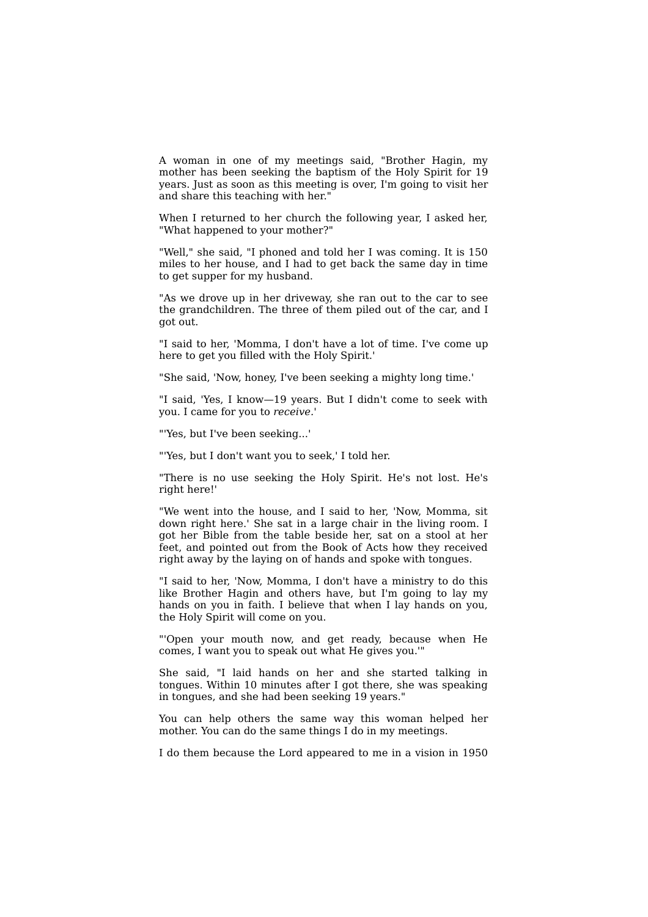A woman in one of my meetings said, "Brother Hagin, my mother has been seeking the baptism of the Holy Spirit for 19 years. Just as soon as this meeting is over, I'm going to visit her and share this teaching with her."

When I returned to her church the following year, I asked her, "What happened to your mother?"

"Well," she said, "I phoned and told her I was coming. It is 150 miles to her house, and I had to get back the same day in time to get supper for my husband.

"As we drove up in her driveway, she ran out to the car to see the grandchildren. The three of them piled out of the car, and I got out.

"I said to her, 'Momma, I don't have a lot of time. I've come up here to get you filled with the Holy Spirit.'

"She said, 'Now, honey, I've been seeking a mighty long time.'

"I said, 'Yes, I know—19 years. But I didn't come to seek with you. I came for you to *receive*.'

"'Yes, but I've been seeking...'

"'Yes, but I don't want you to seek,' I told her.

"There is no use seeking the Holy Spirit. He's not lost. He's right here!'

"We went into the house, and I said to her, 'Now, Momma, sit down right here.' She sat in a large chair in the living room. I got her Bible from the table beside her, sat on a stool at her feet, and pointed out from the Book of Acts how they received right away by the laying on of hands and spoke with tongues.

"I said to her, 'Now, Momma, I don't have a ministry to do this like Brother Hagin and others have, but I'm going to lay my hands on you in faith. I believe that when I lay hands on you, the Holy Spirit will come on you.

"'Open your mouth now, and get ready, because when He comes, I want you to speak out what He gives you.'"

She said, "I laid hands on her and she started talking in tongues. Within 10 minutes after I got there, she was speaking in tongues, and she had been seeking 19 years."

You can help others the same way this woman helped her mother. You can do the same things I do in my meetings.

I do them because the Lord appeared to me in a vision in 1950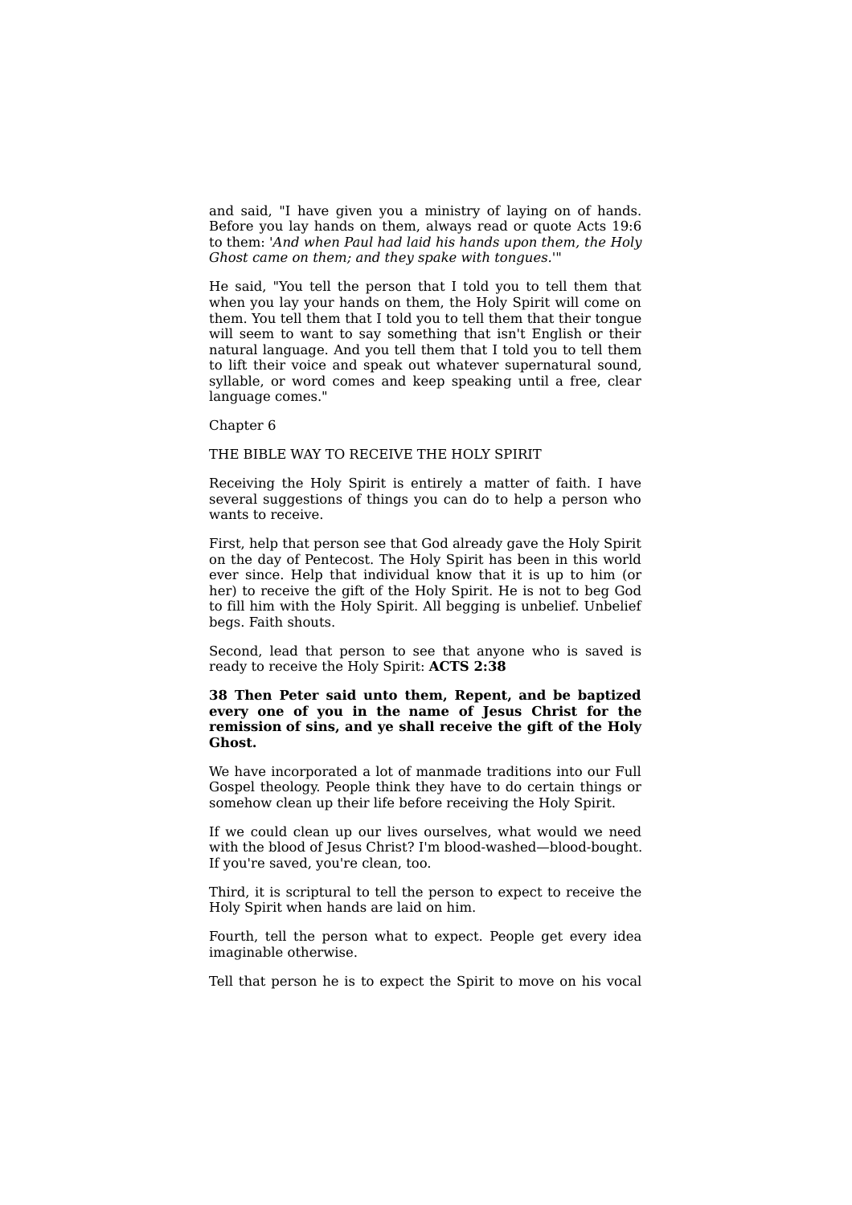and said, "I have given you a ministry of laying on of hands. Before you lay hands on them, always read or quote Acts 19:6 to them: '*And when Paul had laid his hands upon them, the Holy Ghost came on them; and they spake with tongues.*'"

He said, "You tell the person that I told you to tell them that when you lay your hands on them, the Holy Spirit will come on them. You tell them that I told you to tell them that their tongue will seem to want to say something that isn't English or their natural language. And you tell them that I told you to tell them to lift their voice and speak out whatever supernatural sound, syllable, or word comes and keep speaking until a free, clear language comes."

## Chapter 6

## THE BIBLE WAY TO RECEIVE THE HOLY SPIRIT

Receiving the Holy Spirit is entirely a matter of faith. I have several suggestions of things you can do to help a person who wants to receive.

First, help that person see that God already gave the Holy Spirit on the day of Pentecost. The Holy Spirit has been in this world ever since. Help that individual know that it is up to him (or her) to receive the gift of the Holy Spirit. He is not to beg God to fill him with the Holy Spirit. All begging is unbelief. Unbelief begs. Faith shouts.

Second, lead that person to see that anyone who is saved is ready to receive the Holy Spirit: **ACTS 2:38**

**38 Then Peter said unto them, Repent, and be baptized every one of you in the name of Jesus Christ for the remission of sins, and ye shall receive the gift of the Holy Ghost.**

We have incorporated a lot of manmade traditions into our Full Gospel theology. People think they have to do certain things or somehow clean up their life before receiving the Holy Spirit.

If we could clean up our lives ourselves, what would we need with the blood of Jesus Christ? I'm blood-washed—blood-bought. If you're saved, you're clean, too.

Third, it is scriptural to tell the person to expect to receive the Holy Spirit when hands are laid on him.

Fourth, tell the person what to expect. People get every idea imaginable otherwise.

Tell that person he is to expect the Spirit to move on his vocal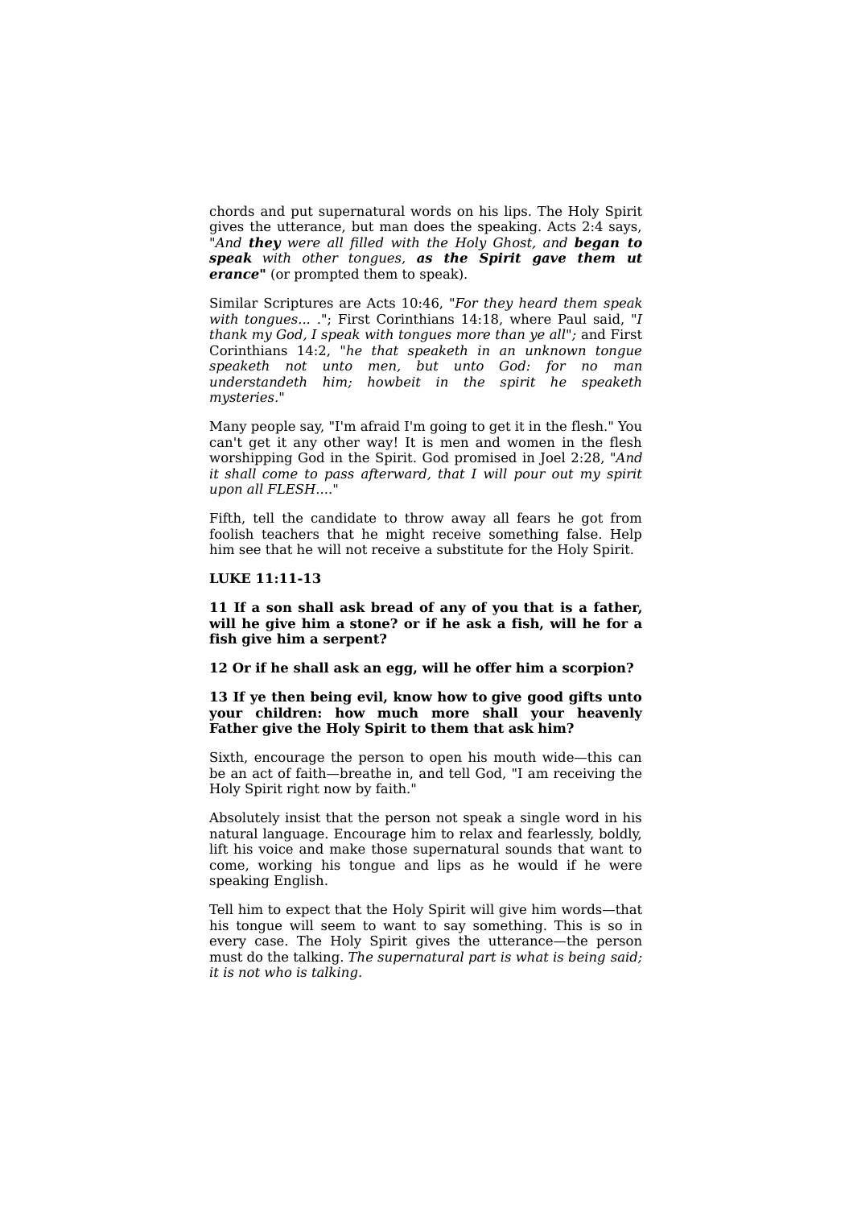chords and put supernatural words on his lips. The Holy Spirit gives the utterance, but man does the speaking. Acts 2:4 says, "*And* ***they*** *were all filled with the Holy Ghost, and* ***began to speak*** *with other tongues,* ***as the Spirit gave them ut erance*"** (or prompted them to speak).

Similar Scriptures are Acts 10:46, "*For they heard them speak with tongues... .*"; First Corinthians 14:18, where Paul said, "*I thank my God, I speak with tongues more than ye all*"; and First Corinthians 14:2, "*he that speaketh in an unknown tongue speaketh not unto men, but unto God: for no man understandeth him; howbeit in the spirit he speaketh mysteries.*"

Many people say, "I'm afraid I'm going to get it in the flesh." You can't get it any other way! It is men and women in the flesh worshipping God in the Spirit. God promised in Joel 2:28, "*And it shall come to pass afterward, that I will pour out my spirit upon all FLESH....*"

Fifth, tell the candidate to throw away all fears he got from foolish teachers that he might receive something false. Help him see that he will not receive a substitute for the Holy Spirit.

**LUKE 11:11-13**

**11 If a son shall ask bread of any of you that is a father, will he give him a stone? or if he ask a fish, will he for a fish give him a serpent?**

**12 Or if he shall ask an egg, will he offer him a scorpion?**

**13 If ye then being evil, know how to give good gifts unto your children: how much more shall your heavenly Father give the Holy Spirit to them that ask him?**

Sixth, encourage the person to open his mouth wide—this can be an act of faith—breathe in, and tell God, "I am receiving the Holy Spirit right now by faith."

Absolutely insist that the person not speak a single word in his natural language. Encourage him to relax and fearlessly, boldly, lift his voice and make those supernatural sounds that want to come, working his tongue and lips as he would if he were speaking English.

Tell him to expect that the Holy Spirit will give him words—that his tongue will seem to want to say something. This is so in every case. The Holy Spirit gives the utterance—the person must do the talking. *The supernatural part is what is being said; it is not who is talking.*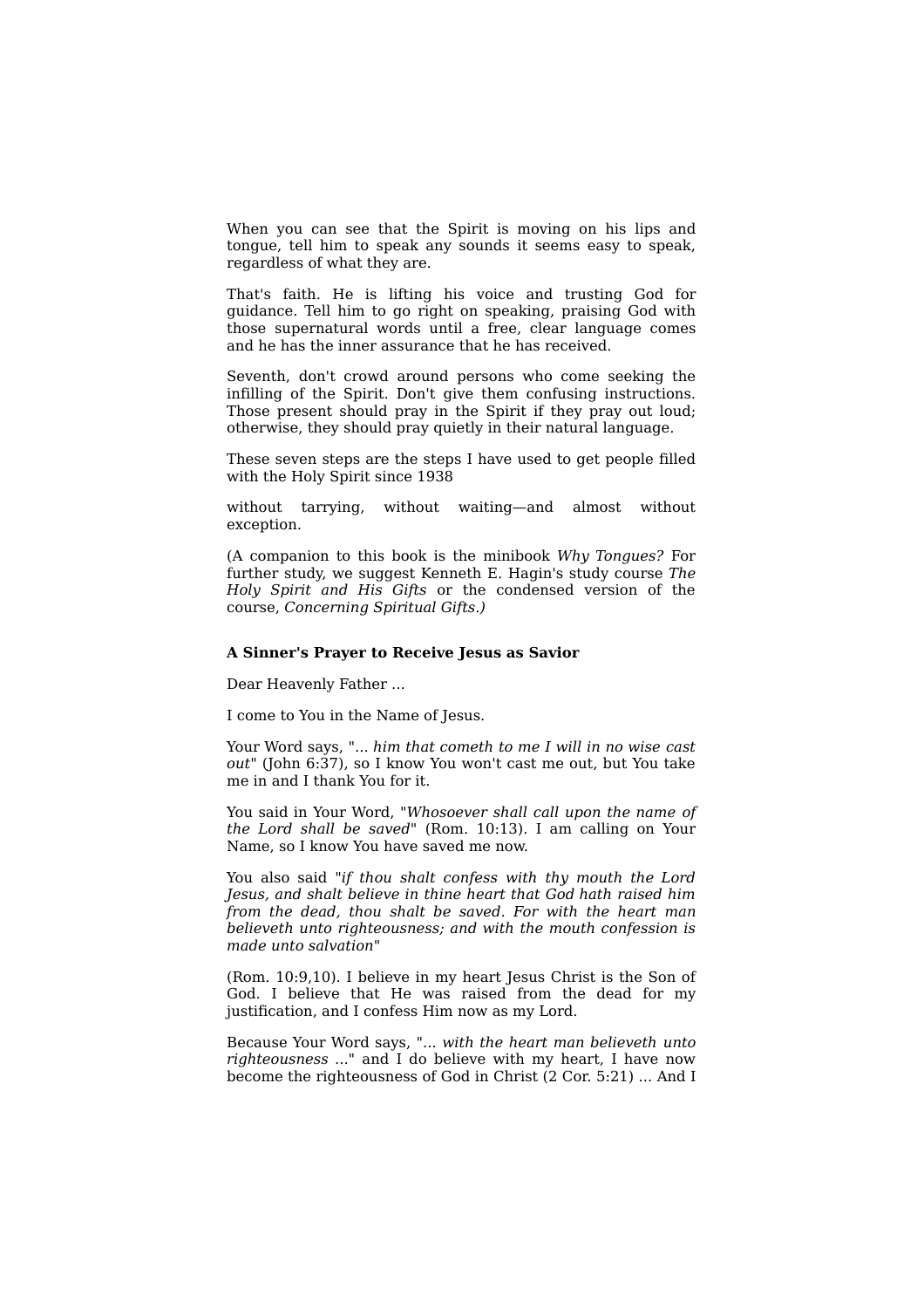When you can see that the Spirit is moving on his lips and tongue, tell him to speak any sounds it seems easy to speak, regardless of what they are.

That's faith. He is lifting his voice and trusting God for guidance. Tell him to go right on speaking, praising God with those supernatural words until a free, clear language comes and he has the inner assurance that he has received.

Seventh, don't crowd around persons who come seeking the infilling of the Spirit. Don't give them confusing instructions. Those present should pray in the Spirit if they pray out loud; otherwise, they should pray quietly in their natural language.

These seven steps are the steps I have used to get people filled with the Holy Spirit since 1938

without tarrying, without waiting—and almost without exception.

(A companion to this book is the minibook *Why Tongues?* For further study, we suggest Kenneth E. Hagin's study course *The Holy Spirit and His Gifts* or the condensed version of the course, *Concerning Spiritual Gifts*.)

**A Sinner's Prayer to Receive Jesus as Savior**

Dear Heavenly Father ...

I come to You in the Name of Jesus.

Your Word says, "... *him that cometh to me I will in no wise cast out*" (John 6:37), so I know You won't cast me out, but You take me in and I thank You for it.

You said in Your Word, "*Whosoever shall call upon the name of the Lord shall be saved*" (Rom. 10:13). I am calling on Your Name, so I know You have saved me now.

You also said "*if thou shalt confess with thy mouth the Lord Jesus, and shalt believe in thine heart that God hath raised him from the dead, thou shalt be saved. For with the heart man believeth unto righteousness; and with the mouth confession is made unto salvation*"

(Rom. 10:9,10). I believe in my heart Jesus Christ is the Son of God. I believe that He was raised from the dead for my justification, and I confess Him now as my Lord.

Because Your Word says, "*... with the heart man believeth unto righteousness ...*" and I do believe with my heart, I have now become the righteousness of God in Christ (2 Cor. 5:21) ... And I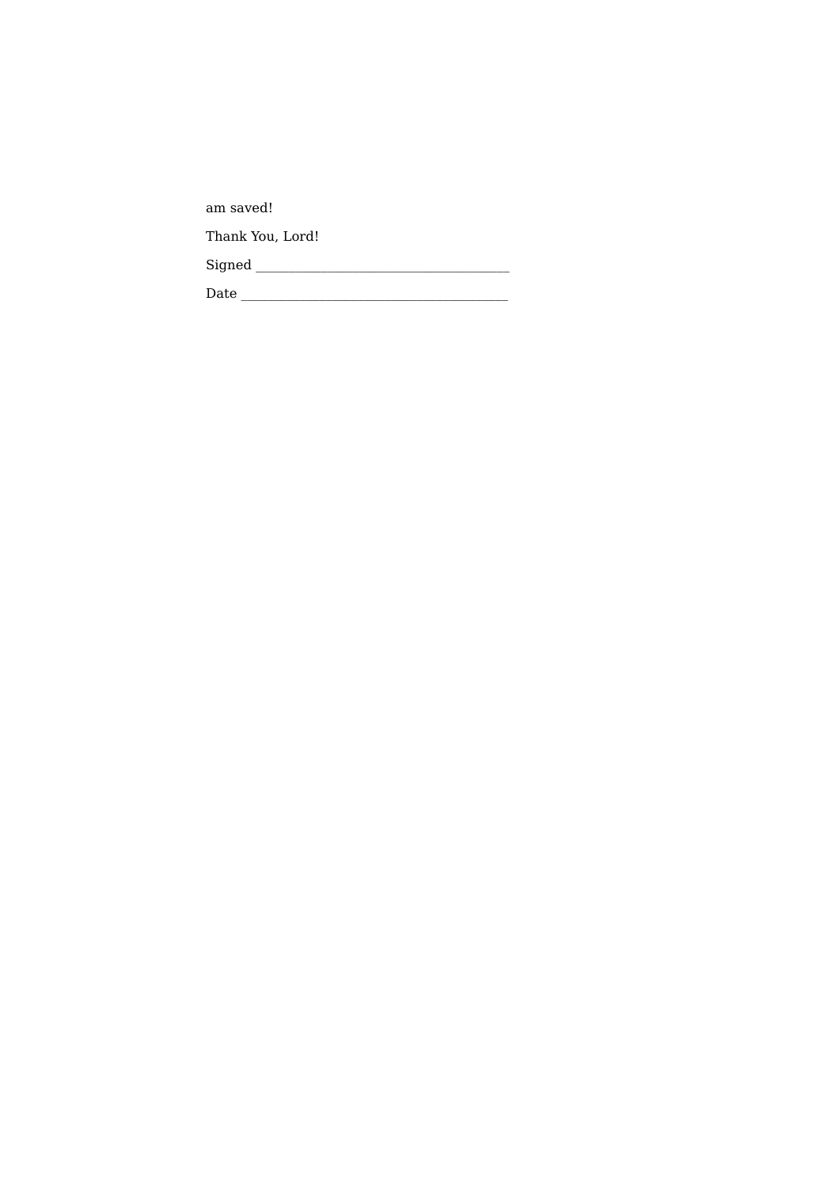am saved!

Thank You, Lord!

Signed ___________________________________

Date _____________________________________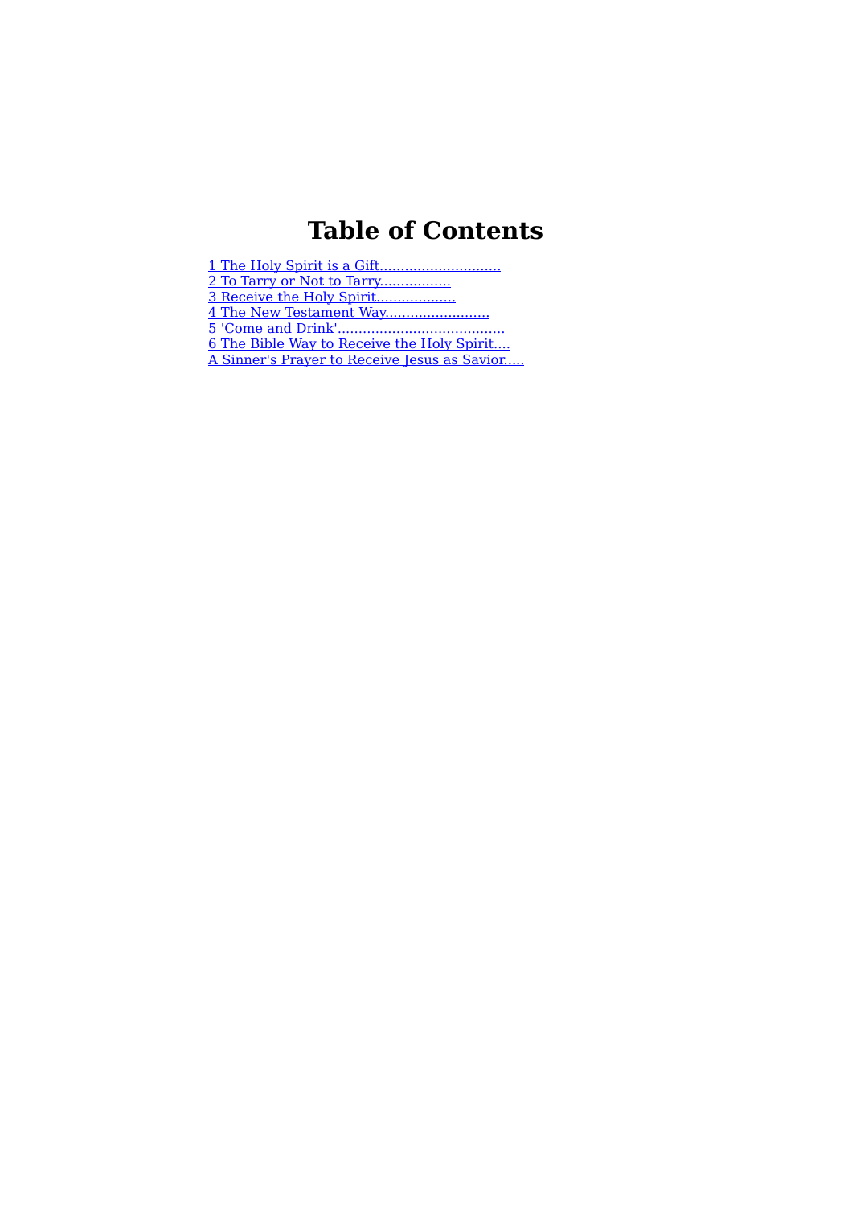# Table of Contents

1 The Holy Spirit is a Gift.............................
2 To Tarry or Not to Tarry.................
3 Receive the Holy Spirit...................
4 The New Testament Way.........................
5 'Come and Drink'........................................
6 The Bible Way to Receive the Holy Spirit....
A Sinner's Prayer to Receive Jesus as Savior.....